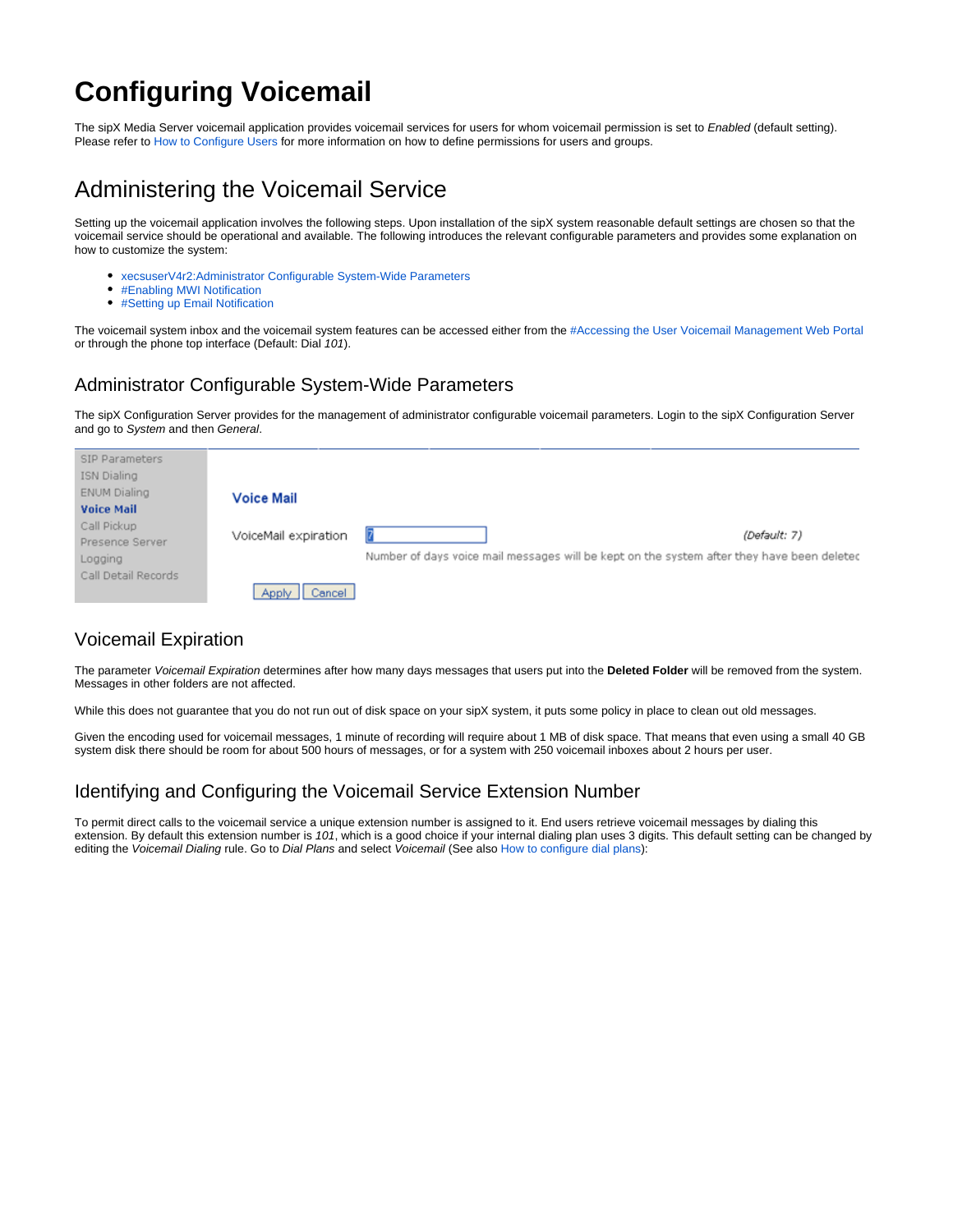# Configuring Voicemail

The sipX Media Server voicemail application provides voicemail services for users for whom voicemail permission is set to *Enabled* (default setting). Please refer to How to Configure Users for more information on how to define permissions for users and groups.

## Administering the Voicemail Service

Setting up the voicemail application involves the following steps. Upon installation of the sipX system reasonable default settings are chosen so that the voicemail service should be operational and available. The following introduces the relevant configurable parameters and provides some explanation on how to customize the system:

- xecsuserV4r2:Administrator Configurable System-Wide Parameters
- #Enabling MWI Notification
- #Setting up Email Notification

The voicemail system inbox and the voicemail system features can be accessed either from the #Accessing the User Voicemail Management Web Portal or through the phone top interface (Default: Dial *101*).

### Administrator Configurable System-Wide Parameters

The sipX Configuration Server provides for the management of administrator configurable voicemail parameters. Login to the sipX Configuration Server and go to *System* and then *General*.

SIP Parameters
ISN Dialing
ENUM Dialing
**Voice Mail**
Call Pickup
Presence Server
Logging
Call Detail Records

**Voice Mail**

VoiceMail expiration [7] *(Default: 7)*
Number of days voice mail messages will be kept on the system after they have been deletec

[Apply] [Cancel]

### Voicemail Expiration

The parameter *Voicemail Expiration* determines after how many days messages that users put into the **Deleted Folder** will be removed from the system. Messages in other folders are not affected.

While this does not guarantee that you do not run out of disk space on your sipX system, it puts some policy in place to clean out old messages.

Given the encoding used for voicemail messages, 1 minute of recording will require about 1 MB of disk space. That means that even using a small 40 GB system disk there should be room for about 500 hours of messages, or for a system with 250 voicemail inboxes about 2 hours per user.

### Identifying and Configuring the Voicemail Service Extension Number

To permit direct calls to the voicemail service a unique extension number is assigned to it. End users retrieve voicemail messages by dialing this extension. By default this extension number is *101*, which is a good choice if your internal dialing plan uses 3 digits. This default setting can be changed by editing the *Voicemail Dialing* rule. Go to *Dial Plans* and select *Voicemail* (See also How to configure dial plans):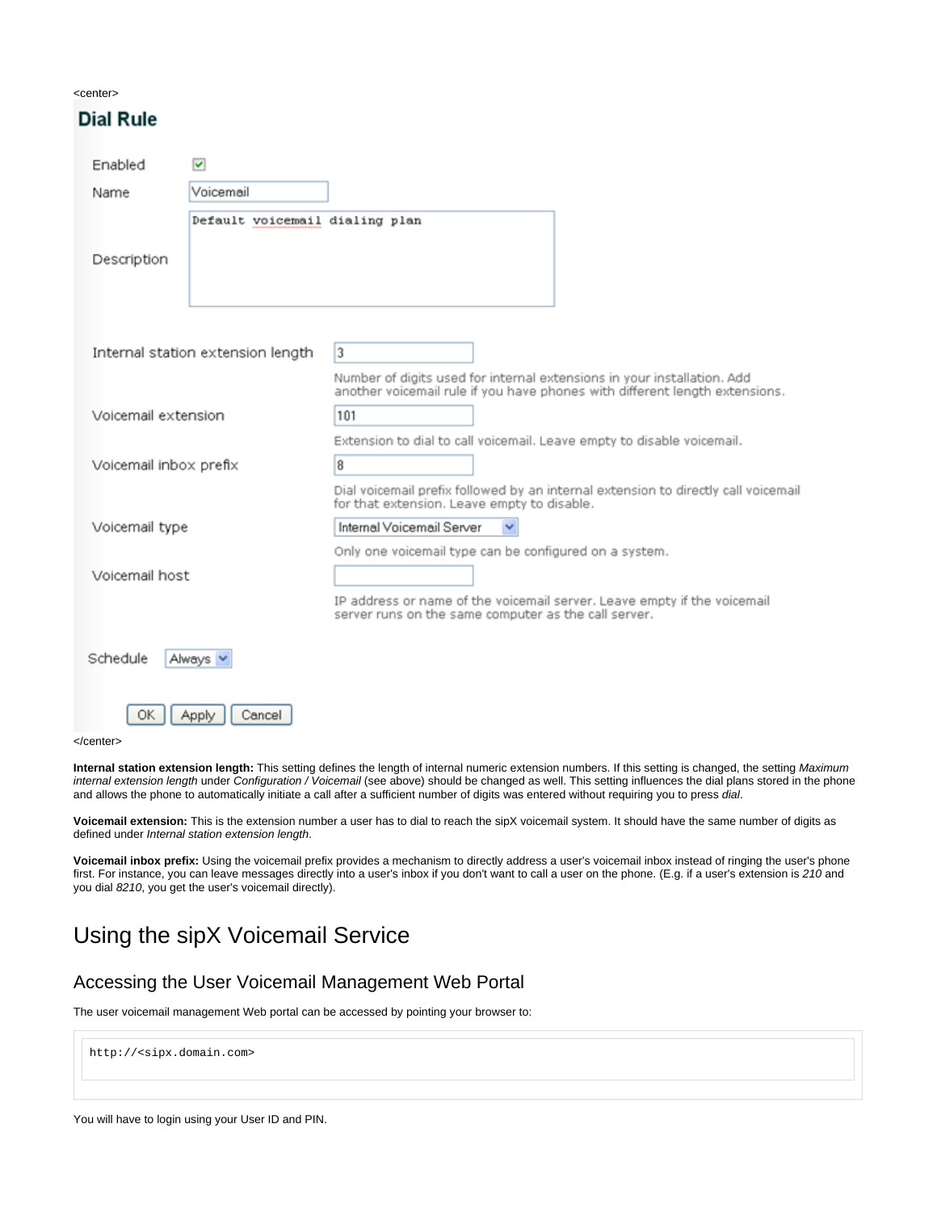<center>

## Dial Rule

Enabled ☑

Name: Voicemail

Description: Default voicemail dialing plan

Internal station extension length: 3

Number of digits used for internal extensions in your installation. Add another voicemail rule if you have phones with different length extensions.

Voicemail extension: 101

Extension to dial to call voicemail. Leave empty to disable voicemail.

Voicemail inbox prefix: 8

Dial voicemail prefix followed by an internal extension to directly call voicemail for that extension. Leave empty to disable.

Voicemail type: Internal Voicemail Server

Only one voicemail type can be configured on a system.

Voicemail host:

IP address or name of the voicemail server. Leave empty if the voicemail server runs on the same computer as the call server.

Schedule: Always

OK | Apply | Cancel

</center>

**Internal station extension length:** This setting defines the length of internal numeric extension numbers. If this setting is changed, the setting *Maximum internal extension length* under *Configuration / Voicemail* (see above) should be changed as well. This setting influences the dial plans stored in the phone and allows the phone to automatically initiate a call after a sufficient number of digits was entered without requiring you to press *dial*.

**Voicemail extension:** This is the extension number a user has to dial to reach the sipX voicemail system. It should have the same number of digits as defined under *Internal station extension length*.

**Voicemail inbox prefix:** Using the voicemail prefix provides a mechanism to directly address a user's voicemail inbox instead of ringing the user's phone first. For instance, you can leave messages directly into a user's inbox if you don't want to call a user on the phone. (E.g. if a user's extension is *210* and you dial *8210*, you get the user's voicemail directly).

# Using the sipX Voicemail Service

## Accessing the User Voicemail Management Web Portal

The user voicemail management Web portal can be accessed by pointing your browser to:

```
http://<sipx.domain.com>
```

You will have to login using your User ID and PIN.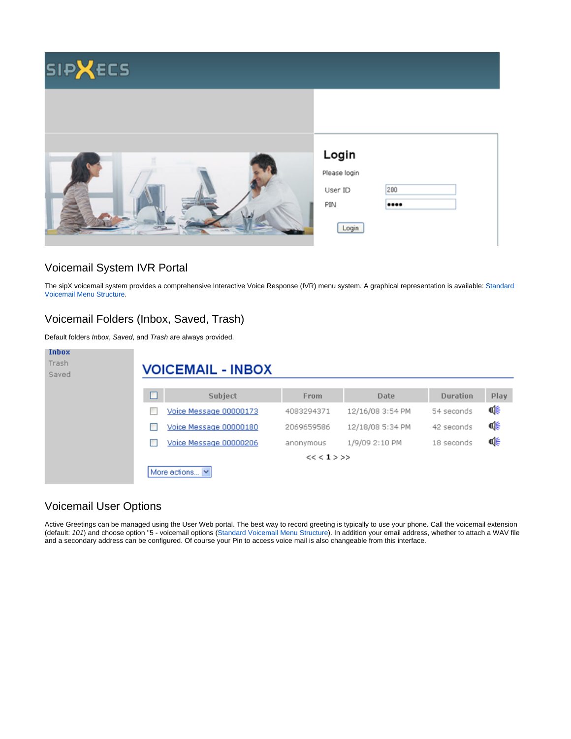## Voicemail System IVR Portal

The sipX voicemail system provides a comprehensive Interactive Voice Response (IVR) menu system. A graphical representation is available: Standard Voicemail Menu Structure.

## Voicemail Folders (Inbox, Saved, Trash)

Default folders *Inbox*, *Saved*, and *Trash* are always provided.

## Voicemail User Options

Active Greetings can be managed using the User Web portal. The best way to record greeting is typically to use your phone. Call the voicemail extension (default: *101*) and choose option "5 - voicemail options (Standard Voicemail Menu Structure). In addition your email address, whether to attach a WAV file and a secondary address can be configured. Of course your Pin to access voice mail is also changeable from this interface.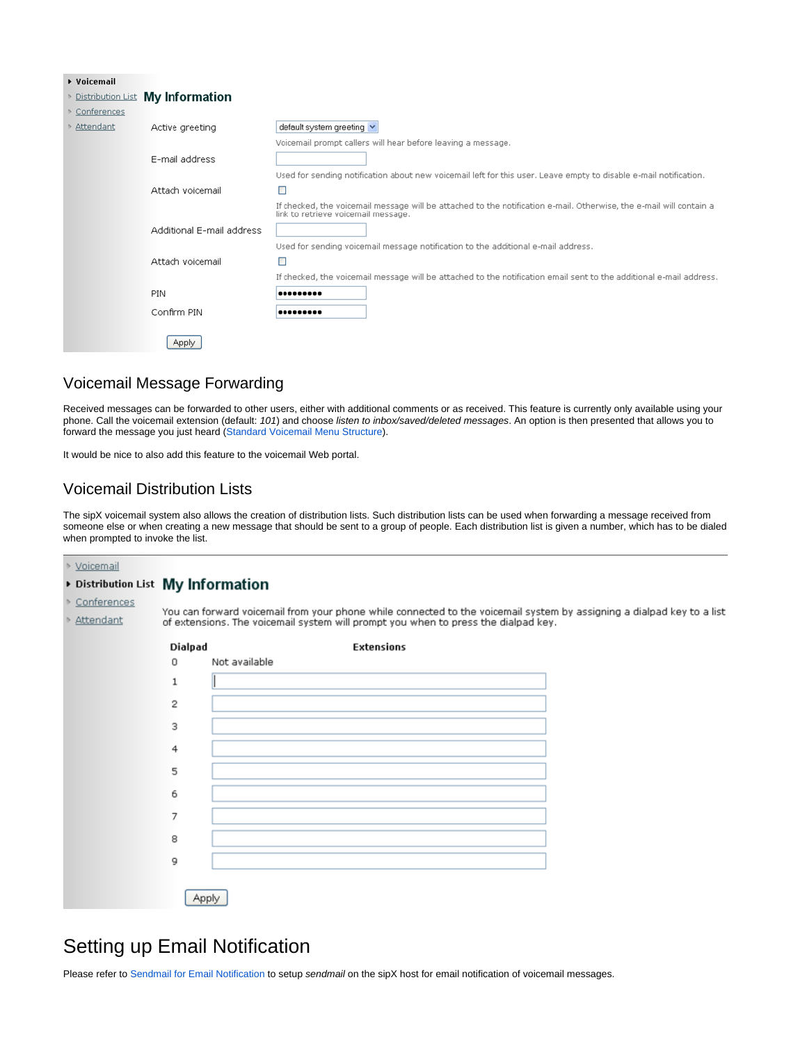- Voicemail
- Distribution List
- Conferences
- Attendant

**My Information**

| | |
|---|---|
| Active greeting | default system greeting |
| | Voicemail prompt callers will hear before leaving a message. |
| E-mail address | |
| | Used for sending notification about new voicemail left for this user. Leave empty to disable e-mail notification. |
| Attach voicemail | ☐ |
| | If checked, the voicemail message will be attached to the notification e-mail. Otherwise, the e-mail will contain a link to retrieve voicemail message. |
| Additional E-mail address | |
| | Used for sending voicemail message notification to the additional e-mail address. |
| Attach voicemail | ☐ |
| | If checked, the voicemail message will be attached to the notification email sent to the additional e-mail address. |
| PIN | ••••••••• |
| Confirm PIN | ••••••••• |

Apply

## Voicemail Message Forwarding

Received messages can be forwarded to other users, either with additional comments or as received. This feature is currently only available using your phone. Call the voicemail extension (default: *101*) and choose *listen to inbox/saved/deleted messages*. An option is then presented that allows you to forward the message you just heard (Standard Voicemail Menu Structure).

It would be nice to also add this feature to the voicemail Web portal.

## Voicemail Distribution Lists

The sipX voicemail system also allows the creation of distribution lists. Such distribution lists can be used when forwarding a message received from someone else or when creating a new message that should be sent to a group of people. Each distribution list is given a number, which has to be dialed when prompted to invoke the list.

---

- Voicemail
- Distribution List
- Conferences
- Attendant

**My Information**

You can forward voicemail from your phone while connected to the voicemail system by assigning a dialpad key to a list of extensions. The voicemail system will prompt you when to press the dialpad key.

| Dialpad | Extensions |
|---|---|
| 0 | Not available |
| 1 | |
| 2 | |
| 3 | |
| 4 | |
| 5 | |
| 6 | |
| 7 | |
| 8 | |
| 9 | |

Apply

# Setting up Email Notification

Please refer to Sendmail for Email Notification to setup *sendmail* on the sipX host for email notification of voicemail messages.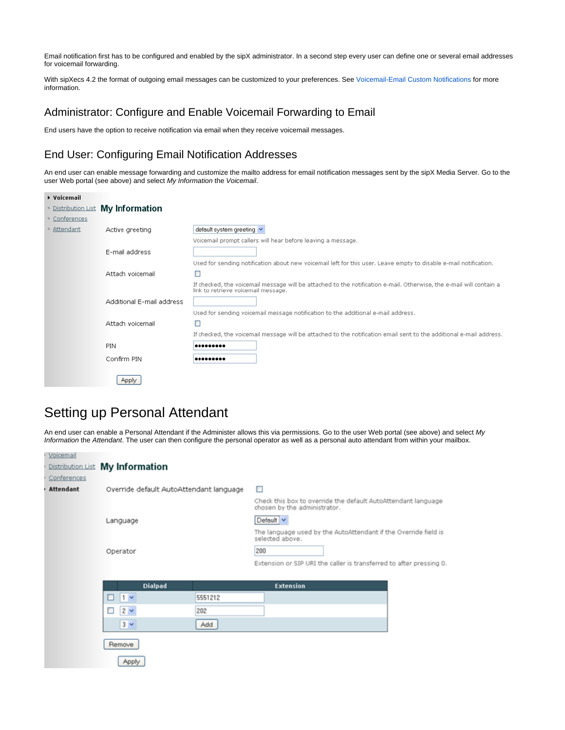Email notification first has to be configured and enabled by the sipX administrator. In a second step every user can define one or several email addresses for voicemail forwarding.

With sipXecs 4.2 the format of outgoing email messages can be customized to your preferences. See Voicemail-Email Custom Notifications for more information.

## Administrator: Configure and Enable Voicemail Forwarding to Email

End users have the option to receive notification via email when they receive voicemail messages.

## End User: Configuring Email Notification Addresses

An end user can enable message forwarding and customize the mailto address for email notification messages sent by the sipX Media Server. Go to the user Web portal (see above) and select *My Information* the *Voicemail*.

- **Voicemail**
- Distribution List
- Conferences
- Attendant

**My Information**

| | | |
|---|---|---|
| Active greeting | default system greeting | Voicemail prompt callers will hear before leaving a message. |
| E-mail address | | Used for sending notification about new voicemail left for this user. Leave empty to disable e-mail notification. |
| Attach voicemail | ☐ | If checked, the voicemail message will be attached to the notification e-mail. Otherwise, the e-mail will contain a link to retrieve voicemail message. |
| Additional E-mail address | | Used for sending voicemail message notification to the additional e-mail address. |
| Attach voicemail | ☐ | If checked, the voicemail message will be attached to the notification email sent to the additional e-mail address. |
| PIN | ••••••••• | |
| Confirm PIN | ••••••••• | |

Apply

# Setting up Personal Attendant

An end user can enable a Personal Attendant if the Administer allows this via permissions. Go to the user Web portal (see above) and select *My Information* the *Attendant*. The user can then configure the personal operator as well as a personal auto attendant from within your mailbox.

- Voicemail
- Distribution List
- Conferences
- **Attendant**

**My Information**

| | | |
|---|---|---|
| Override default AutoAttendant language | ☐ | Check this box to override the default AutoAttendant language chosen by the administrator. |
| Language | Default | The language used by the AutoAttendant if the Override field is selected above. |
| Operator | 200 | Extension or SIP URI the caller is transferred to after pressing 0. |

| | Dialpad | Extension |
|---|---|---|
| ☐ | 1 | 5551212 |
| ☐ | 2 | 202 |
| | 3 | Add |

Remove

Apply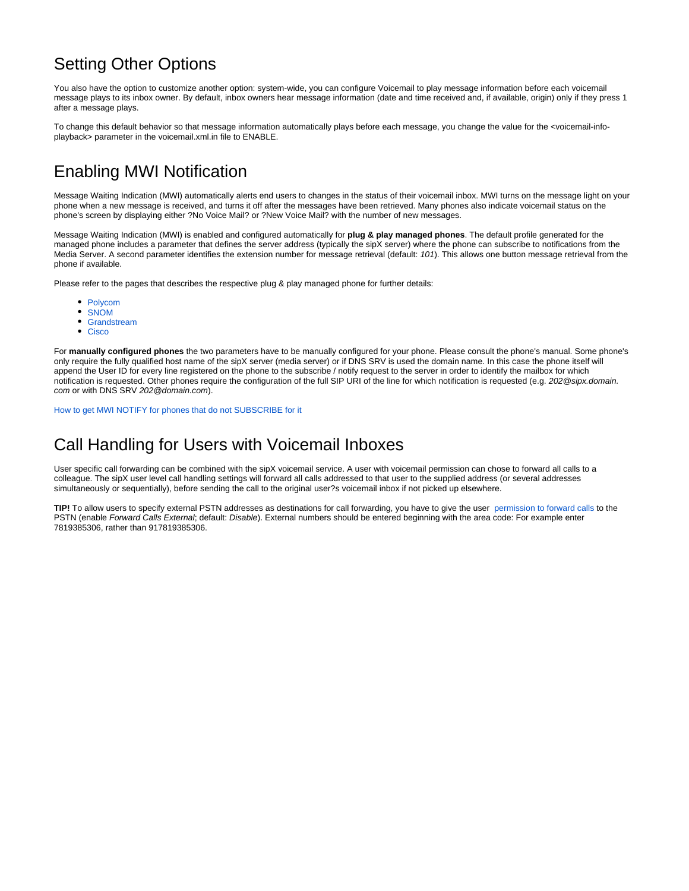## Setting Other Options

You also have the option to customize another option: system-wide, you can configure Voicemail to play message information before each voicemail message plays to its inbox owner. By default, inbox owners hear message information (date and time received and, if available, origin) only if they press 1 after a message plays.

To change this default behavior so that message information automatically plays before each message, you change the value for the <voicemail-info-playback> parameter in the voicemail.xml.in file to ENABLE.

## Enabling MWI Notification

Message Waiting Indication (MWI) automatically alerts end users to changes in the status of their voicemail inbox. MWI turns on the message light on your phone when a new message is received, and turns it off after the messages have been retrieved. Many phones also indicate voicemail status on the phone's screen by displaying either ?No Voice Mail? or ?New Voice Mail? with the number of new messages.

Message Waiting Indication (MWI) is enabled and configured automatically for **plug & play managed phones**. The default profile generated for the managed phone includes a parameter that defines the server address (typically the sipX server) where the phone can subscribe to notifications from the Media Server. A second parameter identifies the extension number for message retrieval (default: *101*). This allows one button message retrieval from the phone if available.

Please refer to the pages that describes the respective plug & play managed phone for further details:

- Polycom
- SNOM
- Grandstream
- Cisco

For **manually configured phones** the two parameters have to be manually configured for your phone. Please consult the phone's manual. Some phone's only require the fully qualified host name of the sipX server (media server) or if DNS SRV is used the domain name. In this case the phone itself will append the User ID for every line registered on the phone to the subscribe / notify request to the server in order to identify the mailbox for which notification is requested. Other phones require the configuration of the full SIP URI of the line for which notification is requested (e.g. *202@sipx.domain.com* or with DNS SRV *202@domain.com*).

How to get MWI NOTIFY for phones that do not SUBSCRIBE for it

## Call Handling for Users with Voicemail Inboxes

User specific call forwarding can be combined with the sipX voicemail service. A user with voicemail permission can chose to forward all calls to a colleague. The sipX user level call handling settings will forward all calls addressed to that user to the supplied address (or several addresses simultaneously or sequentially), before sending the call to the original user?s voicemail inbox if not picked up elsewhere.

**TIP!** To allow users to specify external PSTN addresses as destinations for call forwarding, you have to give the user permission to forward calls to the PSTN (enable *Forward Calls External*; default: *Disable*). External numbers should be entered beginning with the area code: For example enter 7819385306, rather than 917819385306.